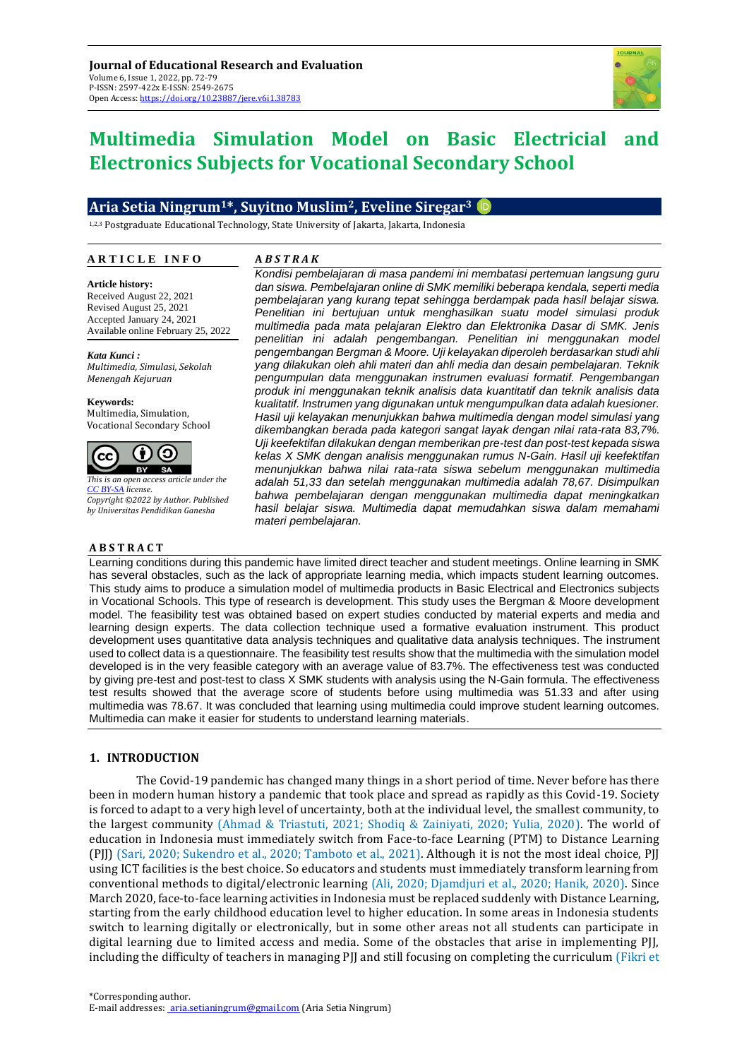**Journal of Educational Research and Evaluation**
Volume 6, Issue 1, 2022, pp. 72-79
P-ISSN: 2597-422x E-ISSN: 2549-2675
Open Access: https://doi.org/10.23887/jere.v6i1.38783

# Multimedia Simulation Model on Basic Electricial and Electronics Subjects for Vocational Secondary School

**Aria Setia Ningrum[1]*, Suyitno Muslim[2], Eveline Siregar[3]**

[1,2,3] Postgraduate Educational Technology, State University of Jakarta, Jakarta, Indonesia

## ARTICLE INFO

**Article history:**
Received August 22, 2021
Revised August 25, 2021
Accepted January 24, 2021
Available online February 25, 2022

***Kata Kunci :***
*Multimedia, Simulasi, Sekolah Menengah Kejuruan*

**Keywords:**
Multimedia, Simulation, Vocational Secondary School

*This is an open access article under the CC BY-SA license.*
*Copyright ©2022 by Author. Published by Universitas Pendidikan Ganesha*

## *ABSTRAK*

*Kondisi pembelajaran di masa pandemi ini membatasi pertemuan langsung guru dan siswa. Pembelajaran online di SMK memiliki beberapa kendala, seperti media pembelajaran yang kurang tepat sehingga berdampak pada hasil belajar siswa. Penelitian ini bertujuan untuk menghasilkan suatu model simulasi produk multimedia pada mata pelajaran Elektro dan Elektronika Dasar di SMK. Jenis penelitian ini adalah pengembangan. Penelitian ini menggunakan model pengembangan Bergman & Moore. Uji kelayakan diperoleh berdasarkan studi ahli yang dilakukan oleh ahli materi dan ahli media dan desain pembelajaran. Teknik pengumpulan data menggunakan instrumen evaluasi formatif. Pengembangan produk ini menggunakan teknik analisis data kuantitatif dan teknik analisis data kualitatif. Instrumen yang digunakan untuk mengumpulkan data adalah kuesioner. Hasil uji kelayakan menunjukkan bahwa multimedia dengan model simulasi yang dikembangkan berada pada kategori sangat layak dengan nilai rata-rata 83,7%. Uji keefektifan dilakukan dengan memberikan pre-test dan post-test kepada siswa kelas X SMK dengan analisis menggunakan rumus N-Gain. Hasil uji keefektifan menunjukkan bahwa nilai rata-rata siswa sebelum menggunakan multimedia adalah 51,33 dan setelah menggunakan multimedia adalah 78,67. Disimpulkan bahwa pembelajaran dengan menggunakan multimedia dapat meningkatkan hasil belajar siswa. Multimedia dapat memudahkan siswa dalam memahami materi pembelajaran.*

## ABSTRACT

Learning conditions during this pandemic have limited direct teacher and student meetings. Online learning in SMK has several obstacles, such as the lack of appropriate learning media, which impacts student learning outcomes. This study aims to produce a simulation model of multimedia products in Basic Electrical and Electronics subjects in Vocational Schools. This type of research is development. This study uses the Bergman & Moore development model. The feasibility test was obtained based on expert studies conducted by material experts and media and learning design experts. The data collection technique used a formative evaluation instrument. This product development uses quantitative data analysis techniques and qualitative data analysis techniques. The instrument used to collect data is a questionnaire. The feasibility test results show that the multimedia with the simulation model developed is in the very feasible category with an average value of 83.7%. The effectiveness test was conducted by giving pre-test and post-test to class X SMK students with analysis using the N-Gain formula. The effectiveness test results showed that the average score of students before using multimedia was 51.33 and after using multimedia was 78.67. It was concluded that learning using multimedia could improve student learning outcomes. Multimedia can make it easier for students to understand learning materials.

## 1. INTRODUCTION

The Covid-19 pandemic has changed many things in a short period of time. Never before has there been in modern human history a pandemic that took place and spread as rapidly as this Covid-19. Society is forced to adapt to a very high level of uncertainty, both at the individual level, the smallest community, to the largest community (Ahmad & Triastuti, 2021; Shodiq & Zainiyati, 2020; Yulia, 2020). The world of education in Indonesia must immediately switch from Face-to-face Learning (PTM) to Distance Learning (PJJ) (Sari, 2020; Sukendro et al., 2020; Tamboto et al., 2021). Although it is not the most ideal choice, PJJ using ICT facilities is the best choice. So educators and students must immediately transform learning from conventional methods to digital/electronic learning (Ali, 2020; Djamdjuri et al., 2020; Hanik, 2020). Since March 2020, face-to-face learning activities in Indonesia must be replaced suddenly with Distance Learning, starting from the early childhood education level to higher education. In some areas in Indonesia students switch to learning digitally or electronically, but in some other areas not all students can participate in digital learning due to limited access and media. Some of the obstacles that arise in implementing PJJ, including the difficulty of teachers in managing PJJ and still focusing on completing the curriculum (Fikri et

*Corresponding author.
E-mail addresses: aria.setianingrum@gmail.com (Aria Setia Ningrum)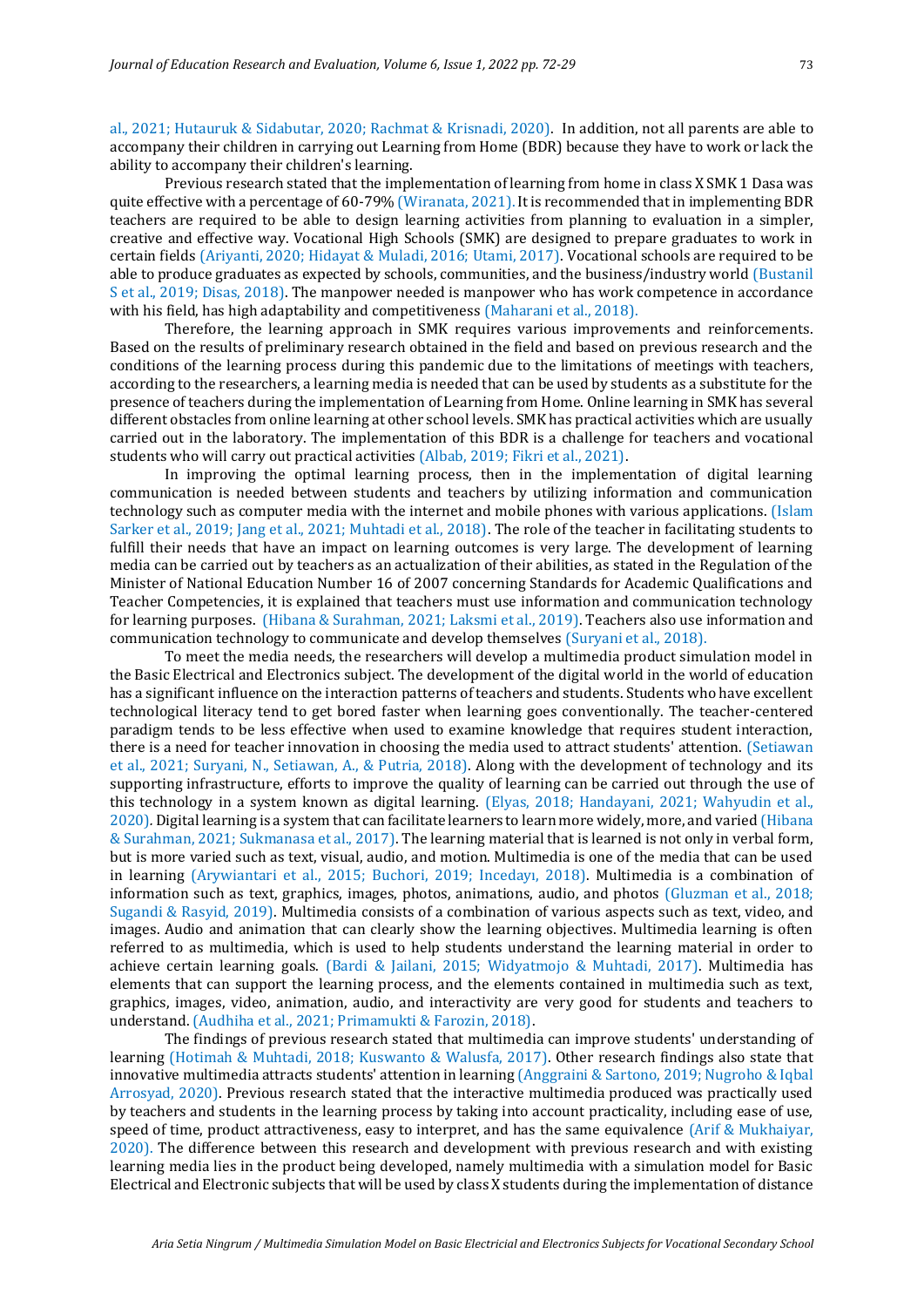al., 2021; Hutauruk & Sidabutar, 2020; Rachmat & Krisnadi, 2020). In addition, not all parents are able to accompany their children in carrying out Learning from Home (BDR) because they have to work or lack the ability to accompany their children's learning.

Previous research stated that the implementation of learning from home in class X SMK 1 Dasa was quite effective with a percentage of 60-79% (Wiranata, 2021). It is recommended that in implementing BDR teachers are required to be able to design learning activities from planning to evaluation in a simpler, creative and effective way. Vocational High Schools (SMK) are designed to prepare graduates to work in certain fields (Ariyanti, 2020; Hidayat & Muladi, 2016; Utami, 2017). Vocational schools are required to be able to produce graduates as expected by schools, communities, and the business/industry world (Bustanil S et al., 2019; Disas, 2018). The manpower needed is manpower who has work competence in accordance with his field, has high adaptability and competitiveness (Maharani et al., 2018).

Therefore, the learning approach in SMK requires various improvements and reinforcements. Based on the results of preliminary research obtained in the field and based on previous research and the conditions of the learning process during this pandemic due to the limitations of meetings with teachers, according to the researchers, a learning media is needed that can be used by students as a substitute for the presence of teachers during the implementation of Learning from Home. Online learning in SMK has several different obstacles from online learning at other school levels. SMK has practical activities which are usually carried out in the laboratory. The implementation of this BDR is a challenge for teachers and vocational students who will carry out practical activities (Albab, 2019; Fikri et al., 2021).

In improving the optimal learning process, then in the implementation of digital learning communication is needed between students and teachers by utilizing information and communication technology such as computer media with the internet and mobile phones with various applications. (Islam Sarker et al., 2019; Jang et al., 2021; Muhtadi et al., 2018). The role of the teacher in facilitating students to fulfill their needs that have an impact on learning outcomes is very large. The development of learning media can be carried out by teachers as an actualization of their abilities, as stated in the Regulation of the Minister of National Education Number 16 of 2007 concerning Standards for Academic Qualifications and Teacher Competencies, it is explained that teachers must use information and communication technology for learning purposes. (Hibana & Surahman, 2021; Laksmi et al., 2019). Teachers also use information and communication technology to communicate and develop themselves (Suryani et al., 2018).

To meet the media needs, the researchers will develop a multimedia product simulation model in the Basic Electrical and Electronics subject. The development of the digital world in the world of education has a significant influence on the interaction patterns of teachers and students. Students who have excellent technological literacy tend to get bored faster when learning goes conventionally. The teacher-centered paradigm tends to be less effective when used to examine knowledge that requires student interaction, there is a need for teacher innovation in choosing the media used to attract students' attention. (Setiawan et al., 2021; Suryani, N., Setiawan, A., & Putria, 2018). Along with the development of technology and its supporting infrastructure, efforts to improve the quality of learning can be carried out through the use of this technology in a system known as digital learning. (Elyas, 2018; Handayani, 2021; Wahyudin et al., 2020). Digital learning is a system that can facilitate learners to learn more widely, more, and varied (Hibana & Surahman, 2021; Sukmanasa et al., 2017). The learning material that is learned is not only in verbal form, but is more varied such as text, visual, audio, and motion. Multimedia is one of the media that can be used in learning (Arywiantari et al., 2015; Buchori, 2019; Incedayı, 2018). Multimedia is a combination of information such as text, graphics, images, photos, animations, audio, and photos (Gluzman et al., 2018; Sugandi & Rasyid, 2019). Multimedia consists of a combination of various aspects such as text, video, and images. Audio and animation that can clearly show the learning objectives. Multimedia learning is often referred to as multimedia, which is used to help students understand the learning material in order to achieve certain learning goals. (Bardi & Jailani, 2015; Widyatmojo & Muhtadi, 2017). Multimedia has elements that can support the learning process, and the elements contained in multimedia such as text, graphics, images, video, animation, audio, and interactivity are very good for students and teachers to understand. (Audhiha et al., 2021; Primamukti & Farozin, 2018).

The findings of previous research stated that multimedia can improve students' understanding of learning (Hotimah & Muhtadi, 2018; Kuswanto & Walusfa, 2017). Other research findings also state that innovative multimedia attracts students' attention in learning (Anggraini & Sartono, 2019; Nugroho & Iqbal Arrosyad, 2020). Previous research stated that the interactive multimedia produced was practically used by teachers and students in the learning process by taking into account practicality, including ease of use, speed of time, product attractiveness, easy to interpret, and has the same equivalence (Arif & Mukhaiyar, 2020). The difference between this research and development with previous research and with existing learning media lies in the product being developed, namely multimedia with a simulation model for Basic Electrical and Electronic subjects that will be used by class X students during the implementation of distance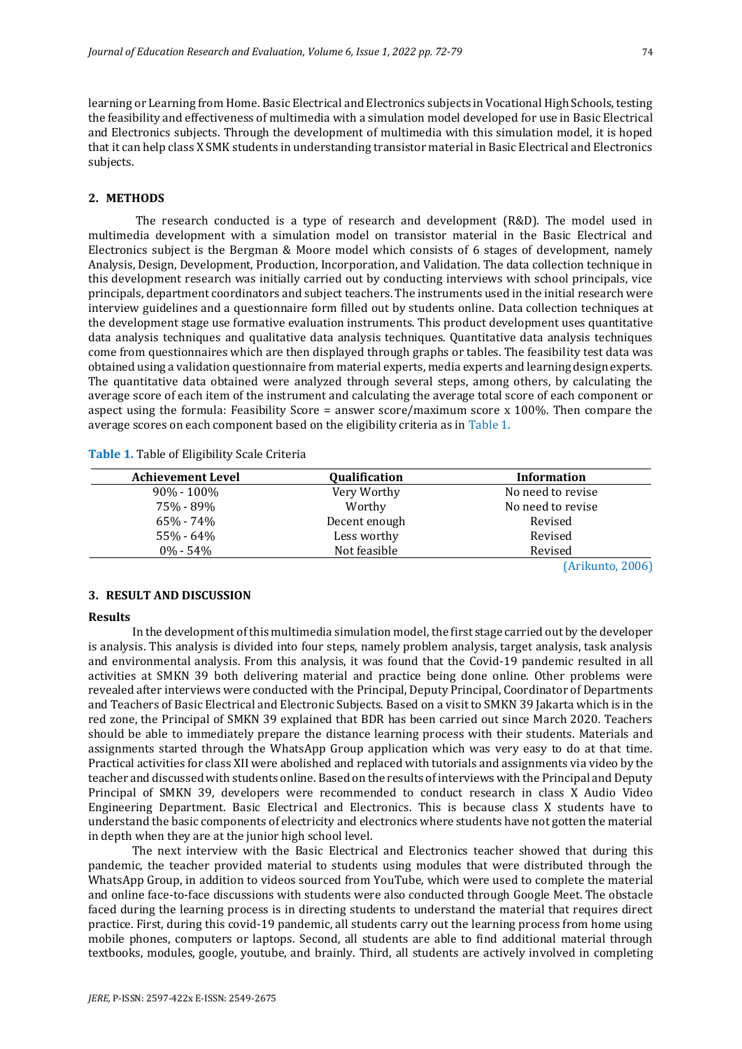learning or Learning from Home. Basic Electrical and Electronics subjects in Vocational High Schools, testing the feasibility and effectiveness of multimedia with a simulation model developed for use in Basic Electrical and Electronics subjects. Through the development of multimedia with this simulation model, it is hoped that it can help class X SMK students in understanding transistor material in Basic Electrical and Electronics subjects.

## 2. METHODS

The research conducted is a type of research and development (R&D). The model used in multimedia development with a simulation model on transistor material in the Basic Electrical and Electronics subject is the Bergman & Moore model which consists of 6 stages of development, namely Analysis, Design, Development, Production, Incorporation, and Validation. The data collection technique in this development research was initially carried out by conducting interviews with school principals, vice principals, department coordinators and subject teachers. The instruments used in the initial research were interview guidelines and a questionnaire form filled out by students online. Data collection techniques at the development stage use formative evaluation instruments. This product development uses quantitative data analysis techniques and qualitative data analysis techniques. Quantitative data analysis techniques come from questionnaires which are then displayed through graphs or tables. The feasibility test data was obtained using a validation questionnaire from material experts, media experts and learning design experts. The quantitative data obtained were analyzed through several steps, among others, by calculating the average score of each item of the instrument and calculating the average total score of each component or aspect using the formula: Feasibility Score = answer score/maximum score x 100%. Then compare the average scores on each component based on the eligibility criteria as in Table 1.

**Table 1.** Table of Eligibility Scale Criteria

| Achievement Level | Qualification | Information |
|---|---|---|
| 90% - 100% | Very Worthy | No need to revise |
| 75% - 89% | Worthy | No need to revise |
| 65% - 74% | Decent enough | Revised |
| 55% - 64% | Less worthy | Revised |
| 0% - 54% | Not feasible | Revised |

(Arikunto, 2006)

## 3. RESULT AND DISCUSSION

### Results

In the development of this multimedia simulation model, the first stage carried out by the developer is analysis. This analysis is divided into four steps, namely problem analysis, target analysis, task analysis and environmental analysis. From this analysis, it was found that the Covid-19 pandemic resulted in all activities at SMKN 39 both delivering material and practice being done online. Other problems were revealed after interviews were conducted with the Principal, Deputy Principal, Coordinator of Departments and Teachers of Basic Electrical and Electronic Subjects. Based on a visit to SMKN 39 Jakarta which is in the red zone, the Principal of SMKN 39 explained that BDR has been carried out since March 2020. Teachers should be able to immediately prepare the distance learning process with their students. Materials and assignments started through the WhatsApp Group application which was very easy to do at that time. Practical activities for class XII were abolished and replaced with tutorials and assignments via video by the teacher and discussed with students online. Based on the results of interviews with the Principal and Deputy Principal of SMKN 39, developers were recommended to conduct research in class X Audio Video Engineering Department. Basic Electrical and Electronics. This is because class X students have to understand the basic components of electricity and electronics where students have not gotten the material in depth when they are at the junior high school level.

The next interview with the Basic Electrical and Electronics teacher showed that during this pandemic, the teacher provided material to students using modules that were distributed through the WhatsApp Group, in addition to videos sourced from YouTube, which were used to complete the material and online face-to-face discussions with students were also conducted through Google Meet. The obstacle faced during the learning process is in directing students to understand the material that requires direct practice. First, during this covid-19 pandemic, all students carry out the learning process from home using mobile phones, computers or laptops. Second, all students are able to find additional material through textbooks, modules, google, youtube, and brainly. Third, all students are actively involved in completing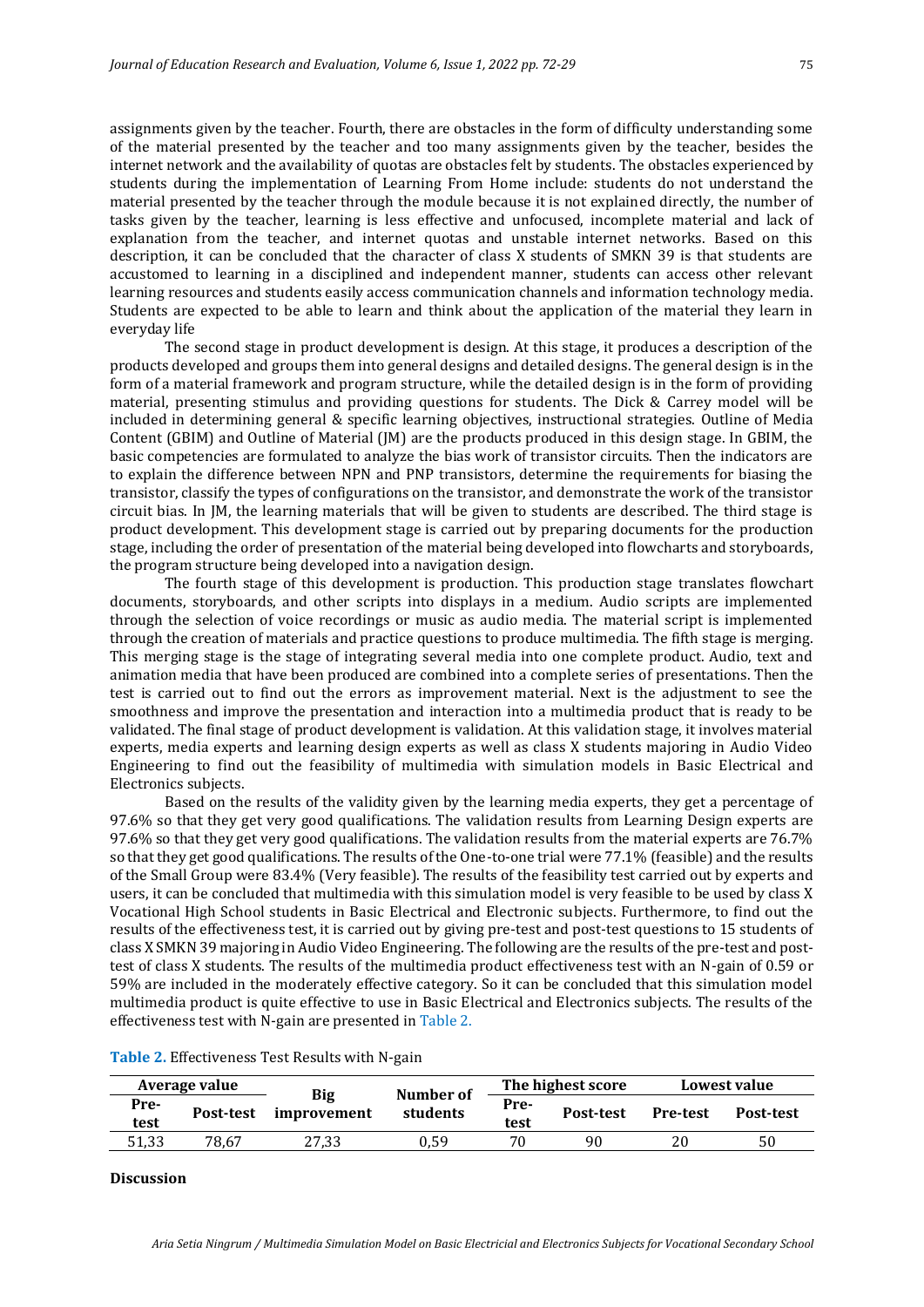assignments given by the teacher. Fourth, there are obstacles in the form of difficulty understanding some of the material presented by the teacher and too many assignments given by the teacher, besides the internet network and the availability of quotas are obstacles felt by students. The obstacles experienced by students during the implementation of Learning From Home include: students do not understand the material presented by the teacher through the module because it is not explained directly, the number of tasks given by the teacher, learning is less effective and unfocused, incomplete material and lack of explanation from the teacher, and internet quotas and unstable internet networks. Based on this description, it can be concluded that the character of class X students of SMKN 39 is that students are accustomed to learning in a disciplined and independent manner, students can access other relevant learning resources and students easily access communication channels and information technology media. Students are expected to be able to learn and think about the application of the material they learn in everyday life

The second stage in product development is design. At this stage, it produces a description of the products developed and groups them into general designs and detailed designs. The general design is in the form of a material framework and program structure, while the detailed design is in the form of providing material, presenting stimulus and providing questions for students. The Dick & Carrey model will be included in determining general & specific learning objectives, instructional strategies. Outline of Media Content (GBIM) and Outline of Material (JM) are the products produced in this design stage. In GBIM, the basic competencies are formulated to analyze the bias work of transistor circuits. Then the indicators are to explain the difference between NPN and PNP transistors, determine the requirements for biasing the transistor, classify the types of configurations on the transistor, and demonstrate the work of the transistor circuit bias. In JM, the learning materials that will be given to students are described. The third stage is product development. This development stage is carried out by preparing documents for the production stage, including the order of presentation of the material being developed into flowcharts and storyboards, the program structure being developed into a navigation design.

The fourth stage of this development is production. This production stage translates flowchart documents, storyboards, and other scripts into displays in a medium. Audio scripts are implemented through the selection of voice recordings or music as audio media. The material script is implemented through the creation of materials and practice questions to produce multimedia. The fifth stage is merging. This merging stage is the stage of integrating several media into one complete product. Audio, text and animation media that have been produced are combined into a complete series of presentations. Then the test is carried out to find out the errors as improvement material. Next is the adjustment to see the smoothness and improve the presentation and interaction into a multimedia product that is ready to be validated. The final stage of product development is validation. At this validation stage, it involves material experts, media experts and learning design experts as well as class X students majoring in Audio Video Engineering to find out the feasibility of multimedia with simulation models in Basic Electrical and Electronics subjects.

Based on the results of the validity given by the learning media experts, they get a percentage of 97.6% so that they get very good qualifications. The validation results from Learning Design experts are 97.6% so that they get very good qualifications. The validation results from the material experts are 76.7% so that they get good qualifications. The results of the One-to-one trial were 77.1% (feasible) and the results of the Small Group were 83.4% (Very feasible). The results of the feasibility test carried out by experts and users, it can be concluded that multimedia with this simulation model is very feasible to be used by class X Vocational High School students in Basic Electrical and Electronic subjects. Furthermore, to find out the results of the effectiveness test, it is carried out by giving pre-test and post-test questions to 15 students of class X SMKN 39 majoring in Audio Video Engineering. The following are the results of the pre-test and post-test of class X students. The results of the multimedia product effectiveness test with an N-gain of 0.59 or 59% are included in the moderately effective category. So it can be concluded that this simulation model multimedia product is quite effective to use in Basic Electrical and Electronics subjects. The results of the effectiveness test with N-gain are presented in Table 2.

**Table 2.** Effectiveness Test Results with N-gain

| Average value | | Big improvement | Number of students | The highest score | | Lowest value | |
|---|---|---|---|---|---|---|---|
| Pre-test | Post-test | | | Pre-test | Post-test | Pre-test | Post-test |
| 51,33 | 78,67 | 27,33 | 0,59 | 70 | 90 | 20 | 50 |

**Discussion**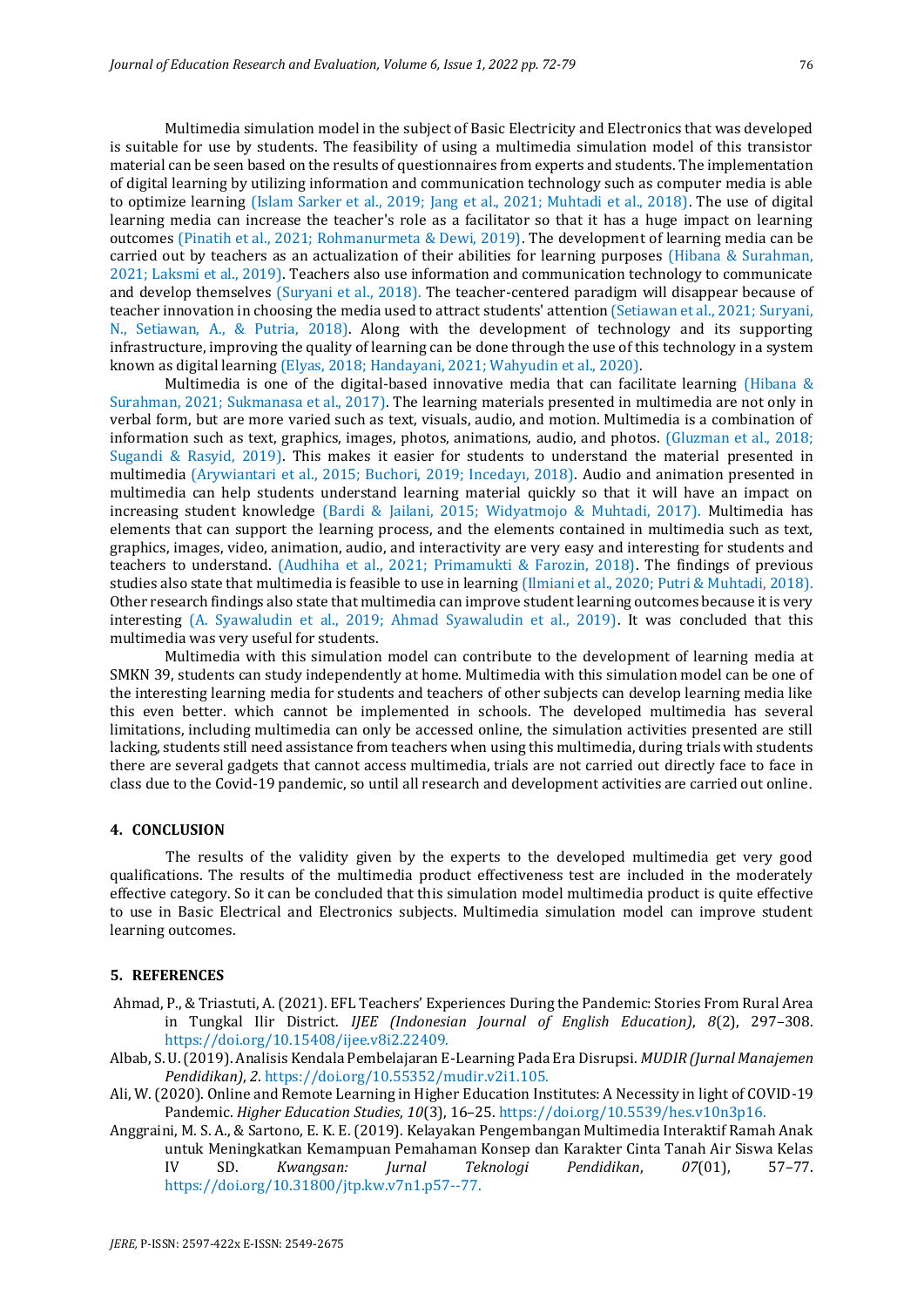Multimedia simulation model in the subject of Basic Electricity and Electronics that was developed is suitable for use by students. The feasibility of using a multimedia simulation model of this transistor material can be seen based on the results of questionnaires from experts and students. The implementation of digital learning by utilizing information and communication technology such as computer media is able to optimize learning (Islam Sarker et al., 2019; Jang et al., 2021; Muhtadi et al., 2018). The use of digital learning media can increase the teacher's role as a facilitator so that it has a huge impact on learning outcomes (Pinatih et al., 2021; Rohmanurmeta & Dewi, 2019). The development of learning media can be carried out by teachers as an actualization of their abilities for learning purposes (Hibana & Surahman, 2021; Laksmi et al., 2019). Teachers also use information and communication technology to communicate and develop themselves (Suryani et al., 2018). The teacher-centered paradigm will disappear because of teacher innovation in choosing the media used to attract students' attention (Setiawan et al., 2021; Suryani, N., Setiawan, A., & Putria, 2018). Along with the development of technology and its supporting infrastructure, improving the quality of learning can be done through the use of this technology in a system known as digital learning (Elyas, 2018; Handayani, 2021; Wahyudin et al., 2020).

Multimedia is one of the digital-based innovative media that can facilitate learning (Hibana & Surahman, 2021; Sukmanasa et al., 2017). The learning materials presented in multimedia are not only in verbal form, but are more varied such as text, visuals, audio, and motion. Multimedia is a combination of information such as text, graphics, images, photos, animations, audio, and photos. (Gluzman et al., 2018; Sugandi & Rasyid, 2019). This makes it easier for students to understand the material presented in multimedia (Arywiantari et al., 2015; Buchori, 2019; Incedayı, 2018). Audio and animation presented in multimedia can help students understand learning material quickly so that it will have an impact on increasing student knowledge (Bardi & Jailani, 2015; Widyatmojo & Muhtadi, 2017). Multimedia has elements that can support the learning process, and the elements contained in multimedia such as text, graphics, images, video, animation, audio, and interactivity are very easy and interesting for students and teachers to understand. (Audhiha et al., 2021; Primamukti & Farozin, 2018). The findings of previous studies also state that multimedia is feasible to use in learning (Ilmiani et al., 2020; Putri & Muhtadi, 2018). Other research findings also state that multimedia can improve student learning outcomes because it is very interesting (A. Syawaludin et al., 2019; Ahmad Syawaludin et al., 2019). It was concluded that this multimedia was very useful for students.

Multimedia with this simulation model can contribute to the development of learning media at SMKN 39, students can study independently at home. Multimedia with this simulation model can be one of the interesting learning media for students and teachers of other subjects can develop learning media like this even better. which cannot be implemented in schools. The developed multimedia has several limitations, including multimedia can only be accessed online, the simulation activities presented are still lacking, students still need assistance from teachers when using this multimedia, during trials with students there are several gadgets that cannot access multimedia, trials are not carried out directly face to face in class due to the Covid-19 pandemic, so until all research and development activities are carried out online.

## 4. CONCLUSION

The results of the validity given by the experts to the developed multimedia get very good qualifications. The results of the multimedia product effectiveness test are included in the moderately effective category. So it can be concluded that this simulation model multimedia product is quite effective to use in Basic Electrical and Electronics subjects. Multimedia simulation model can improve student learning outcomes.

## 5. REFERENCES

Ahmad, P., & Triastuti, A. (2021). EFL Teachers' Experiences During the Pandemic: Stories From Rural Area in Tungkal Ilir District. *IJEE (Indonesian Journal of English Education)*, *8*(2), 297–308. https://doi.org/10.15408/ijee.v8i2.22409.

Albab, S. U. (2019). Analisis Kendala Pembelajaran E-Learning Pada Era Disrupsi. *MUDIR (Jurnal Manajemen Pendidikan)*, *2*. https://doi.org/10.55352/mudir.v2i1.105.

Ali, W. (2020). Online and Remote Learning in Higher Education Institutes: A Necessity in light of COVID-19 Pandemic. *Higher Education Studies*, *10*(3), 16–25. https://doi.org/10.5539/hes.v10n3p16.

Anggraini, M. S. A., & Sartono, E. K. E. (2019). Kelayakan Pengembangan Multimedia Interaktif Ramah Anak untuk Meningkatkan Kemampuan Pemahaman Konsep dan Karakter Cinta Tanah Air Siswa Kelas IV SD. *Kwangsan: Jurnal Teknologi Pendidikan*, *07*(01), 57–77. https://doi.org/10.31800/jtp.kw.v7n1.p57--77.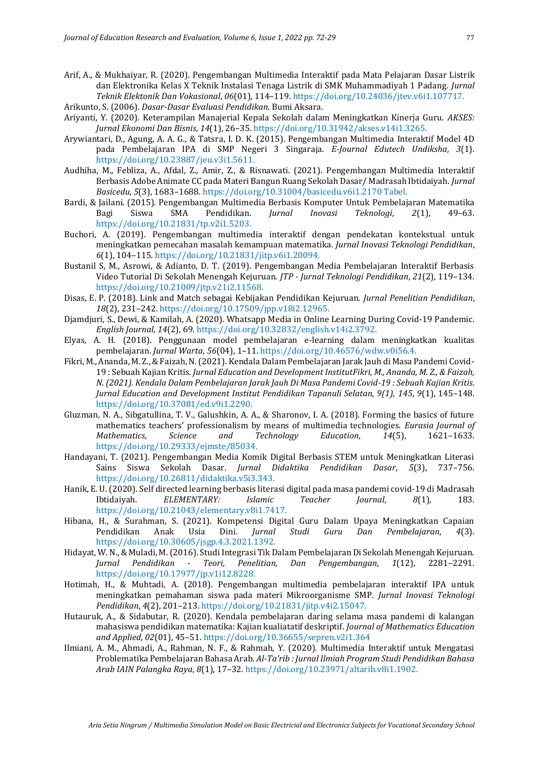Arif, A., & Mukhaiyar, R. (2020). Pengembangan Multimedia Interaktif pada Mata Pelajaran Dasar Listrik dan Elektronika Kelas X Teknik Instalasi Tenaga Listrik di SMK Muhammadiyah 1 Padang. *Jurnal Teknik Elektonik Dan Vokasional*, *06*(01), 114–119. https://doi.org/10.24036/jtev.v6i1.107717.

Arikunto, S. (2006). *Dasar-Dasar Evaluasi Pendidikan*. Bumi Aksara.

Ariyanti, Y. (2020). Keterampilan Manajerial Kepala Sekolah dalam Meningkatkan Kinerja Guru. *AKSES: Jurnal Ekonomi Dan Bisnis*, *14*(1), 26–35. https://doi.org/10.31942/akses.v14i1.3265.

Arywiantari, D., Agung, A. A. G., & Tatsra, I. D. K. (2015). Pengembangan Multimedia Interaktif Model 4D pada Pembelajaran IPA di SMP Negeri 3 Singaraja. *E-Journal Edutech Undiksha*, *3*(1). https://doi.org/10.23887/jeu.v3i1.5611.

Audhiha, M., Febliza, A., Afdal, Z., Amir, Z., & Risnawati. (2021). Pengembangan Multimedia Interaktif Berbasis Adobe Animate CC pada Materi Bangun Ruang Sekolah Dasar/ Madrasah Ibtidaiyah. *Jurnal Basicedu*, *5*(3), 1683–1688. https://doi.org/10.31004/basicedu.v6i1.2170 Tabel.

Bardi, & Jailani. (2015). Pengembangan Multimedia Berbasis Komputer Untuk Pembelajaran Matematika Bagi Siswa SMA Pendidikan. *Jurnal Inovasi Teknologi*, *2*(1), 49–63. https://doi.org/10.21831/tp.v2i1.5203.

Buchori, A. (2019). Pengembangan multimedia interaktif dengan pendekatan kontekstual untuk meningkatkan pemecahan masalah kemampuan matematika. *Jurnal Inovasi Teknologi Pendidikan*, *6*(1), 104–115. https://doi.org/10.21831/jitp.v6i1.20094.

Bustanil S, M., Asrowi, & Adianto, D. T. (2019). Pengembangan Media Pembelajaran Interaktif Berbasis Video Tutorial Di Sekolah Menengah Kejuruan. *JTP - Jurnal Teknologi Pendidikan*, *21*(2), 119–134. https://doi.org/10.21009/jtp.v21i2.11568.

Disas, E. P. (2018). Link and Match sebagai Kebijakan Pendidikan Kejuruan. *Jurnal Penelitian Pendidikan*, *18*(2), 231–242. https://doi.org/10.17509/jpp.v18i2.12965.

Djamdjuri, S., Dewi, & Kamilah, A. (2020). Whatsapp Media in Online Learning During Covid-19 Pandemic. *English Journal*, *14*(2), 69. https://doi.org/10.32832/english.v14i2.3792.

Elyas, A. H. (2018). Penggunaan model pembelajaran e-learning dalam meningkatkan kualitas pembelajaran. *Jurnal Warta*, *56*(04), 1–11. https://doi.org/10.46576/wdw.v0i56.4.

Fikri, M., Ananda, M. Z., & Faizah, N. (2021). Kendala Dalam Pembelajaran Jarak Jauh di Masa Pandemi Covid-19 : Sebuah Kajian Kritis. *Jurnal Education and Development InstitutFikri, M., Ananda, M. Z., & Faizah, N. (2021). Kendala Dalam Pembelajaran Jarak Jauh Di Masa Pandemi Covid-19 : Sebuah Kajian Kritis. Jurnal Education and Development Institut Pendidikan Tapanuli Selatan, 9(1), 145*, *9*(1), 145–148. https://doi.org/10.37081/ed.v9i1.2290.

Gluzman, N. A., Sibgatullina, T. V., Galushkin, A. A., & Sharonov, I. A. (2018). Forming the basics of future mathematics teachers' professionalism by means of multimedia technologies. *Eurasia Journal of Mathematics, Science and Technology Education*, *14*(5), 1621–1633. https://doi.org/10.29333/ejmste/85034.

Handayani, T. (2021). Pengembangan Media Komik Digital Berbasis STEM untuk Meningkatkan Literasi Sains Siswa Sekolah Dasar. *Jurnal Didaktika Pendidikan Dasar*, *5*(3), 737–756. https://doi.org/10.26811/didaktika.v5i3.343.

Hanik, E. U. (2020). Self directed learning berbasis literasi digital pada masa pandemi covid-19 di Madrasah Ibtidaiyah. *ELEMENTARY: Islamic Teacher Journal*, *8*(1), 183. https://doi.org/10.21043/elementary.v8i1.7417.

Hibana, H., & Surahman, S. (2021). Kompetensi Digital Guru Dalam Upaya Meningkatkan Capaian Pendidikan Anak Usia Dini. *Jurnal Studi Guru Dan Pembelajaran*, *4*(3). https://doi.org/10.30605/jsgp.4.3.2021.1392.

Hidayat, W. N., & Muladi, M. (2016). Studi Integrasi Tik Dalam Pembelajaran Di Sekolah Menengah Kejuruan. *Jurnal Pendidikan - Teori, Penelitian, Dan Pengembangan*, *1*(12), 2281–2291. https://doi.org/10.17977/jp.v1i12.8228.

Hotimah, H., & Muhtadi, A. (2018). Pengembangan multimedia pembelajaran interaktif IPA untuk meningkatkan pemahaman siswa pada materi Mikroorganisme SMP. *Jurnal Inovasi Teknologi Pendidikan*, *4*(2), 201–213. https://doi.org/10.21831/jitp.v4i2.15047.

Hutauruk, A., & Sidabutar, R. (2020). Kendala pembelajaran daring selama masa pandemi di kalangan mahasiswa pendidikan matematika: Kajian kualiatatif deskriptif. *Journal of Mathematics Education and Applied*, *02*(01), 45–51. https://doi.org/10.36655/sepren.v2i1.364

Ilmiani, A. M., Ahmadi, A., Rahman, N. F., & Rahmah, Y. (2020). Multimedia Interaktif untuk Mengatasi Problematika Pembelajaran Bahasa Arab. *Al-Ta'rib : Jurnal Ilmiah Program Studi Pendidikan Bahasa Arab IAIN Palangka Raya*, *8*(1), 17–32. https://doi.org/10.23971/altarib.v8i1.1902.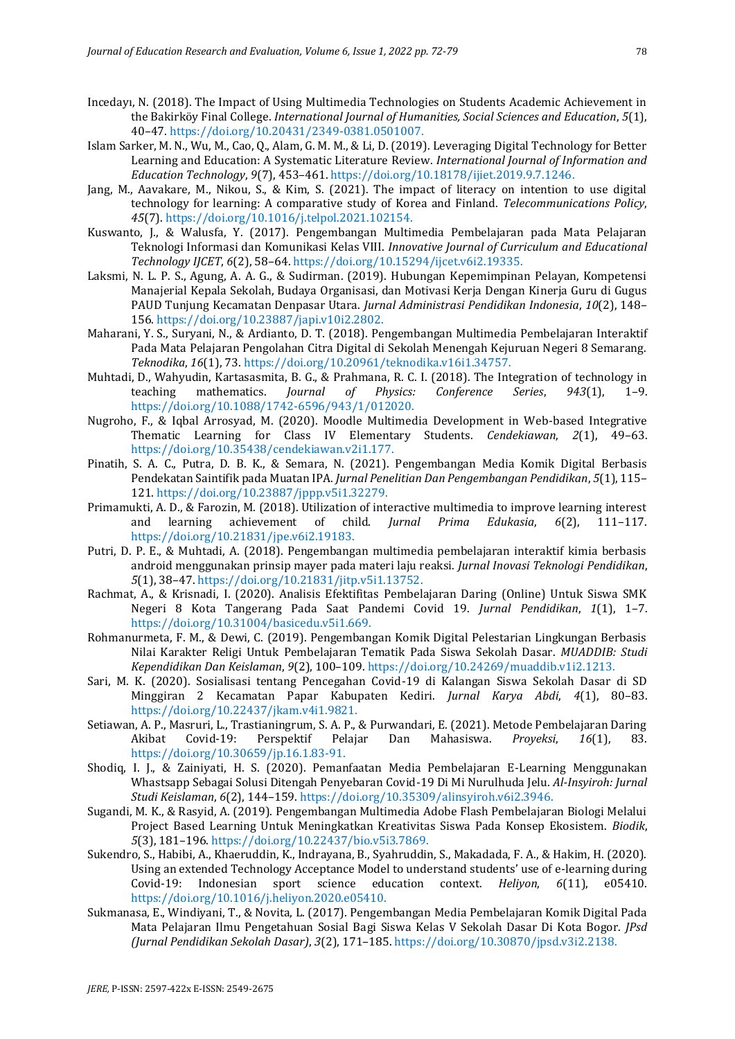Incedayı, N. (2018). The Impact of Using Multimedia Technologies on Students Academic Achievement in the Bakirköy Final College. *International Journal of Humanities, Social Sciences and Education*, *5*(1), 40–47. https://doi.org/10.20431/2349-0381.0501007.

Islam Sarker, M. N., Wu, M., Cao, Q., Alam, G. M. M., & Li, D. (2019). Leveraging Digital Technology for Better Learning and Education: A Systematic Literature Review. *International Journal of Information and Education Technology*, *9*(7), 453–461. https://doi.org/10.18178/ijiet.2019.9.7.1246.

Jang, M., Aavakare, M., Nikou, S., & Kim, S. (2021). The impact of literacy on intention to use digital technology for learning: A comparative study of Korea and Finland. *Telecommunications Policy*, *45*(7). https://doi.org/10.1016/j.telpol.2021.102154.

Kuswanto, J., & Walusfa, Y. (2017). Pengembangan Multimedia Pembelajaran pada Mata Pelajaran Teknologi Informasi dan Komunikasi Kelas VIII. *Innovative Journal of Curriculum and Educational Technology IJCET*, *6*(2), 58–64. https://doi.org/10.15294/ijcet.v6i2.19335.

Laksmi, N. L. P. S., Agung, A. A. G., & Sudirman. (2019). Hubungan Kepemimpinan Pelayan, Kompetensi Manajerial Kepala Sekolah, Budaya Organisasi, dan Motivasi Kerja Dengan Kinerja Guru di Gugus PAUD Tunjung Kecamatan Denpasar Utara. *Jurnal Administrasi Pendidikan Indonesia*, *10*(2), 148–156. https://doi.org/10.23887/japi.v10i2.2802.

Maharani, Y. S., Suryani, N., & Ardianto, D. T. (2018). Pengembangan Multimedia Pembelajaran Interaktif Pada Mata Pelajaran Pengolahan Citra Digital di Sekolah Menengah Kejuruan Negeri 8 Semarang. *Teknodika*, *16*(1), 73. https://doi.org/10.20961/teknodika.v16i1.34757.

Muhtadi, D., Wahyudin, Kartasasmita, B. G., & Prahmana, R. C. I. (2018). The Integration of technology in teaching mathematics. *Journal of Physics: Conference Series*, *943*(1), 1–9. https://doi.org/10.1088/1742-6596/943/1/012020.

Nugroho, F., & Iqbal Arrosyad, M. (2020). Moodle Multimedia Development in Web-based Integrative Thematic Learning for Class IV Elementary Students. *Cendekiawan*, *2*(1), 49–63. https://doi.org/10.35438/cendekiawan.v2i1.177.

Pinatih, S. A. C., Putra, D. B. K., & Semara, N. (2021). Pengembangan Media Komik Digital Berbasis Pendekatan Saintifik pada Muatan IPA. *Jurnal Penelitian Dan Pengembangan Pendidikan*, *5*(1), 115–121. https://doi.org/10.23887/jppp.v5i1.32279.

Primamukti, A. D., & Farozin, M. (2018). Utilization of interactive multimedia to improve learning interest and learning achievement of child. *Jurnal Prima Edukasia*, *6*(2), 111–117. https://doi.org/10.21831/jpe.v6i2.19183.

Putri, D. P. E., & Muhtadi, A. (2018). Pengembangan multimedia pembelajaran interaktif kimia berbasis android menggunakan prinsip mayer pada materi laju reaksi. *Jurnal Inovasi Teknologi Pendidikan*, *5*(1), 38–47. https://doi.org/10.21831/jitp.v5i1.13752.

Rachmat, A., & Krisnadi, I. (2020). Analisis Efektifitas Pembelajaran Daring (Online) Untuk Siswa SMK Negeri 8 Kota Tangerang Pada Saat Pandemi Covid 19. *Jurnal Pendidikan*, *1*(1), 1–7. https://doi.org/10.31004/basicedu.v5i1.669.

Rohmanurmeta, F. M., & Dewi, C. (2019). Pengembangan Komik Digital Pelestarian Lingkungan Berbasis Nilai Karakter Religi Untuk Pembelajaran Tematik Pada Siswa Sekolah Dasar. *MUADDIB: Studi Kependidikan Dan Keislaman*, *9*(2), 100–109. https://doi.org/10.24269/muaddib.v1i2.1213.

Sari, M. K. (2020). Sosialisasi tentang Pencegahan Covid-19 di Kalangan Siswa Sekolah Dasar di SD Minggiran 2 Kecamatan Papar Kabupaten Kediri. *Jurnal Karya Abdi*, *4*(1), 80–83. https://doi.org/10.22437/jkam.v4i1.9821.

Setiawan, A. P., Masruri, L., Trastianingrum, S. A. P., & Purwandari, E. (2021). Metode Pembelajaran Daring Akibat Covid-19: Perspektif Pelajar Dan Mahasiswa. *Proyeksi*, *16*(1), 83. https://doi.org/10.30659/jp.16.1.83-91.

Shodiq, I. J., & Zainiyati, H. S. (2020). Pemanfaatan Media Pembelajaran E-Learning Menggunakan Whastsapp Sebagai Solusi Ditengah Penyebaran Covid-19 Di Mi Nurulhuda Jelu. *Al-Insyiroh: Jurnal Studi Keislaman*, *6*(2), 144–159. https://doi.org/10.35309/alinsyiroh.v6i2.3946.

Sugandi, M. K., & Rasyid, A. (2019). Pengembangan Multimedia Adobe Flash Pembelajaran Biologi Melalui Project Based Learning Untuk Meningkatkan Kreativitas Siswa Pada Konsep Ekosistem. *Biodik*, *5*(3), 181–196. https://doi.org/10.22437/bio.v5i3.7869.

Sukendro, S., Habibi, A., Khaeruddin, K., Indrayana, B., Syahruddin, S., Makadada, F. A., & Hakim, H. (2020). Using an extended Technology Acceptance Model to understand students' use of e-learning during Covid-19: Indonesian sport science education context. *Heliyon*, *6*(11), e05410. https://doi.org/10.1016/j.heliyon.2020.e05410.

Sukmanasa, E., Windiyani, T., & Novita, L. (2017). Pengembangan Media Pembelajaran Komik Digital Pada Mata Pelajaran Ilmu Pengetahuan Sosial Bagi Siswa Kelas V Sekolah Dasar Di Kota Bogor. *JPsd (Jurnal Pendidikan Sekolah Dasar)*, *3*(2), 171–185. https://doi.org/10.30870/jpsd.v3i2.2138.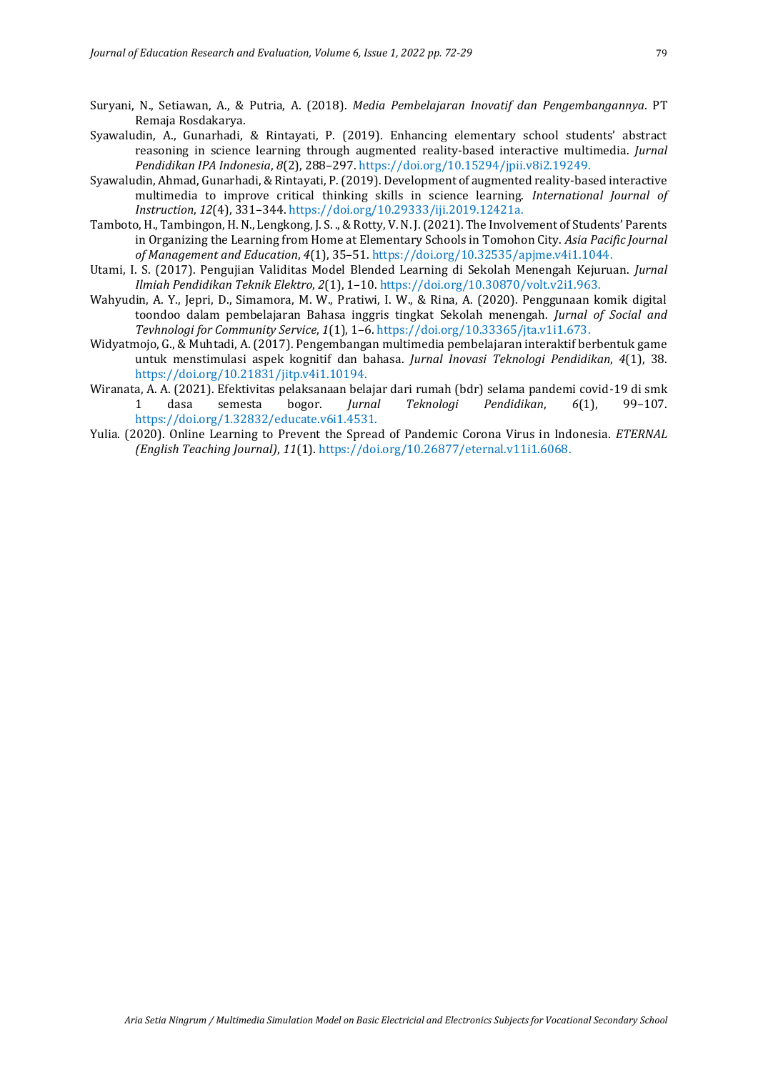Suryani, N., Setiawan, A., & Putria, A. (2018). *Media Pembelajaran Inovatif dan Pengembangannya*. PT Remaja Rosdakarya.

Syawaludin, A., Gunarhadi, & Rintayati, P. (2019). Enhancing elementary school students' abstract reasoning in science learning through augmented reality-based interactive multimedia. *Jurnal Pendidikan IPA Indonesia*, *8*(2), 288–297. https://doi.org/10.15294/jpii.v8i2.19249.

Syawaludin, Ahmad, Gunarhadi, & Rintayati, P. (2019). Development of augmented reality-based interactive multimedia to improve critical thinking skills in science learning. *International Journal of Instruction*, *12*(4), 331–344. https://doi.org/10.29333/iji.2019.12421a.

Tamboto, H., Tambingon, H. N., Lengkong, J. S. ., & Rotty, V. N. J. (2021). The Involvement of Students' Parents in Organizing the Learning from Home at Elementary Schools in Tomohon City. *Asia Pacific Journal of Management and Education*, *4*(1), 35–51. https://doi.org/10.32535/apjme.v4i1.1044.

Utami, I. S. (2017). Pengujian Validitas Model Blended Learning di Sekolah Menengah Kejuruan. *Jurnal Ilmiah Pendidikan Teknik Elektro*, *2*(1), 1–10. https://doi.org/10.30870/volt.v2i1.963.

Wahyudin, A. Y., Jepri, D., Simamora, M. W., Pratiwi, I. W., & Rina, A. (2020). Penggunaan komik digital toondoo dalam pembelajaran Bahasa inggris tingkat Sekolah menengah. *Jurnal of Social and Tevhnologi for Community Service*, *1*(1), 1–6. https://doi.org/10.33365/jta.v1i1.673.

Widyatmojo, G., & Muhtadi, A. (2017). Pengembangan multimedia pembelajaran interaktif berbentuk game untuk menstimulasi aspek kognitif dan bahasa. *Jurnal Inovasi Teknologi Pendidikan*, *4*(1), 38. https://doi.org/10.21831/jitp.v4i1.10194.

Wiranata, A. A. (2021). Efektivitas pelaksanaan belajar dari rumah (bdr) selama pandemi covid-19 di smk 1 dasa semesta bogor. *Jurnal Teknologi Pendidikan*, *6*(1), 99–107. https://doi.org/1.32832/educate.v6i1.4531.

Yulia. (2020). Online Learning to Prevent the Spread of Pandemic Corona Virus in Indonesia. *ETERNAL (English Teaching Journal)*, *11*(1). https://doi.org/10.26877/eternal.v11i1.6068.